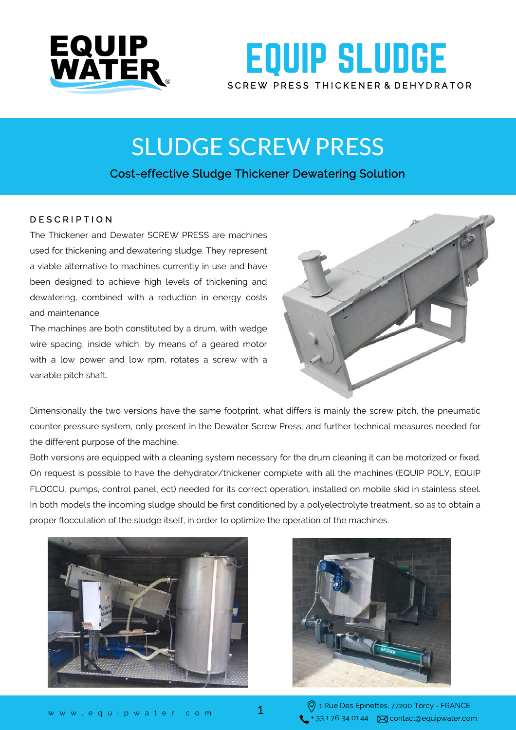# EQUIP SLUDGE

SCREW PRESS THICKENER & DEHYDRATOR

## SLUDGE SCREW PRESS

**Cost-effective Sludge Thickener Dewatering Solution**

### DESCRIPTION

The Thickener and Dewater SCREW PRESS are machines used for thickening and dewatering sludge. They represent a viable alternative to machines currently in use and have been designed to achieve high levels of thickening and dewatering, combined with a reduction in energy costs and maintenance.

The machines are both constituted by a drum, with wedge wire spacing, inside which, by means of a geared motor with a low power and low rpm, rotates a screw with a variable pitch shaft.

Dimensionally the two versions have the same footprint, what differs is mainly the screw pitch, the pneumatic counter pressure system, only present in the Dewater Screw Press, and further technical measures needed for the different purpose of the machine.

Both versions are equipped with a cleaning system necessary for the drum cleaning it can be motorized or fixed. On request is possible to have the dehydrator/thickener complete with all the machines (EQUIP POLY, EQUIP FLOCCU, pumps, control panel, ect) needed for its correct operation, installed on mobile skid in stainless steel. In both models the incoming sludge should be first conditioned by a polyelectrolyte treatment, so as to obtain a proper flocculation of the sludge itself, in order to optimize the operation of the machines.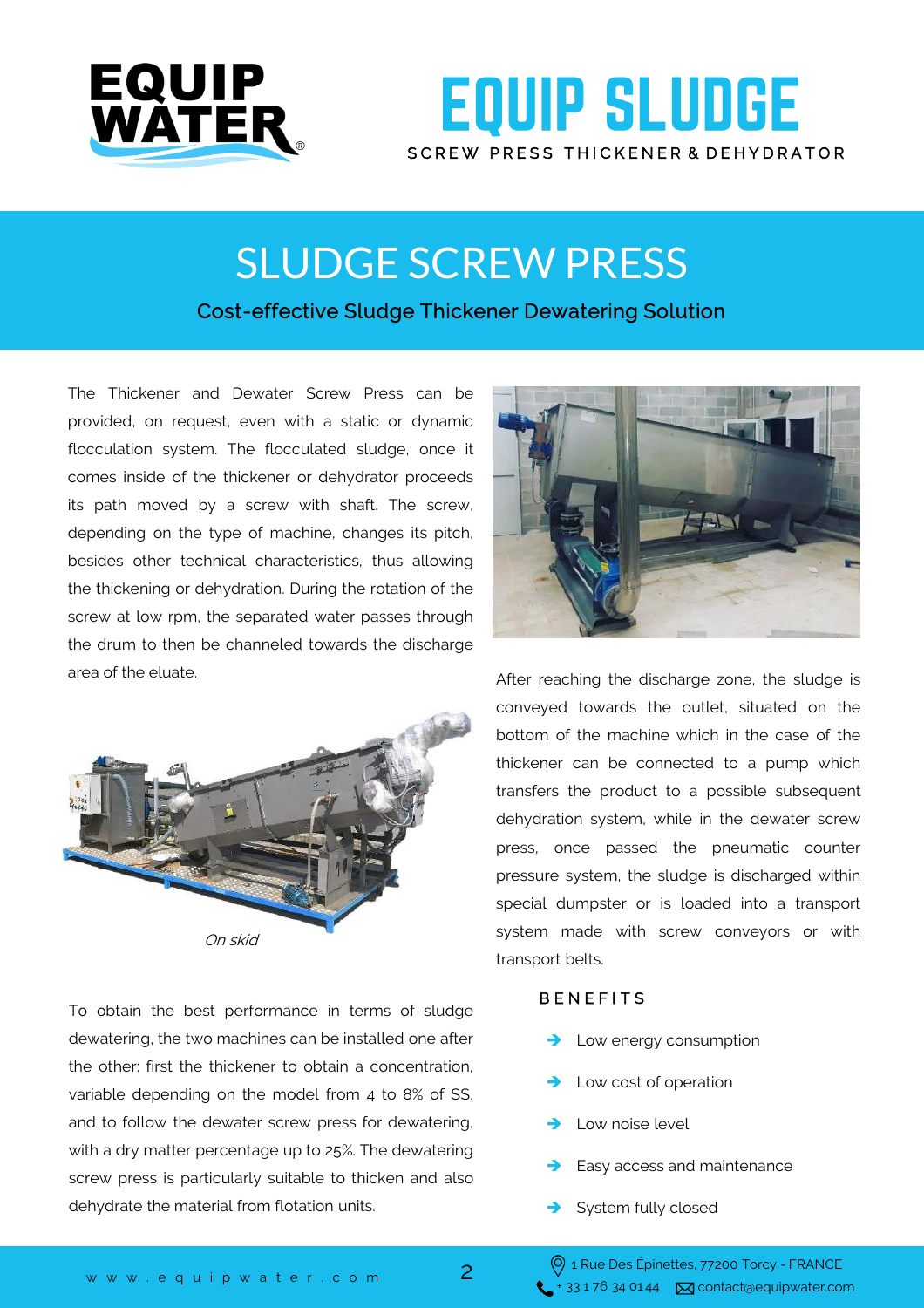# EQUIP SLUDGE

SCREW PRESS THICKENER & DEHYDRATOR

## SLUDGE SCREW PRESS

### Cost-effective Sludge Thickener Dewatering Solution

The Thickener and Dewater Screw Press can be provided, on request, even with a static or dynamic flocculation system. The flocculated sludge, once it comes inside of the thickener or dehydrator proceeds its path moved by a screw with shaft. The screw, depending on the type of machine, changes its pitch, besides other technical characteristics, thus allowing the thickening or dehydration. During the rotation of the screw at low rpm, the separated water passes through the drum to then be channeled towards the discharge area of the eluate.

*On skid*

To obtain the best performance in terms of sludge dewatering, the two machines can be installed one after the other: first the thickener to obtain a concentration, variable depending on the model from 4 to 8% of SS, and to follow the dewater screw press for dewatering, with a dry matter percentage up to 25%. The dewatering screw press is particularly suitable to thicken and also dehydrate the material from flotation units.

After reaching the discharge zone, the sludge is conveyed towards the outlet, situated on the bottom of the machine which in the case of the thickener can be connected to a pump which transfers the product to a possible subsequent dehydration system, while in the dewater screw press, once passed the pneumatic counter pressure system, the sludge is discharged within special dumpster or is loaded into a transport system made with screw conveyors or with transport belts.

#### BENEFITS

- Low energy consumption
- Low cost of operation
- Low noise level
- Easy access and maintenance
- System fully closed

www.equipwater.com

1 Rue Des Épinettes, 77200 Torcy - FRANCE
+ 33 1 76 34 01 44 contact@equipwater.com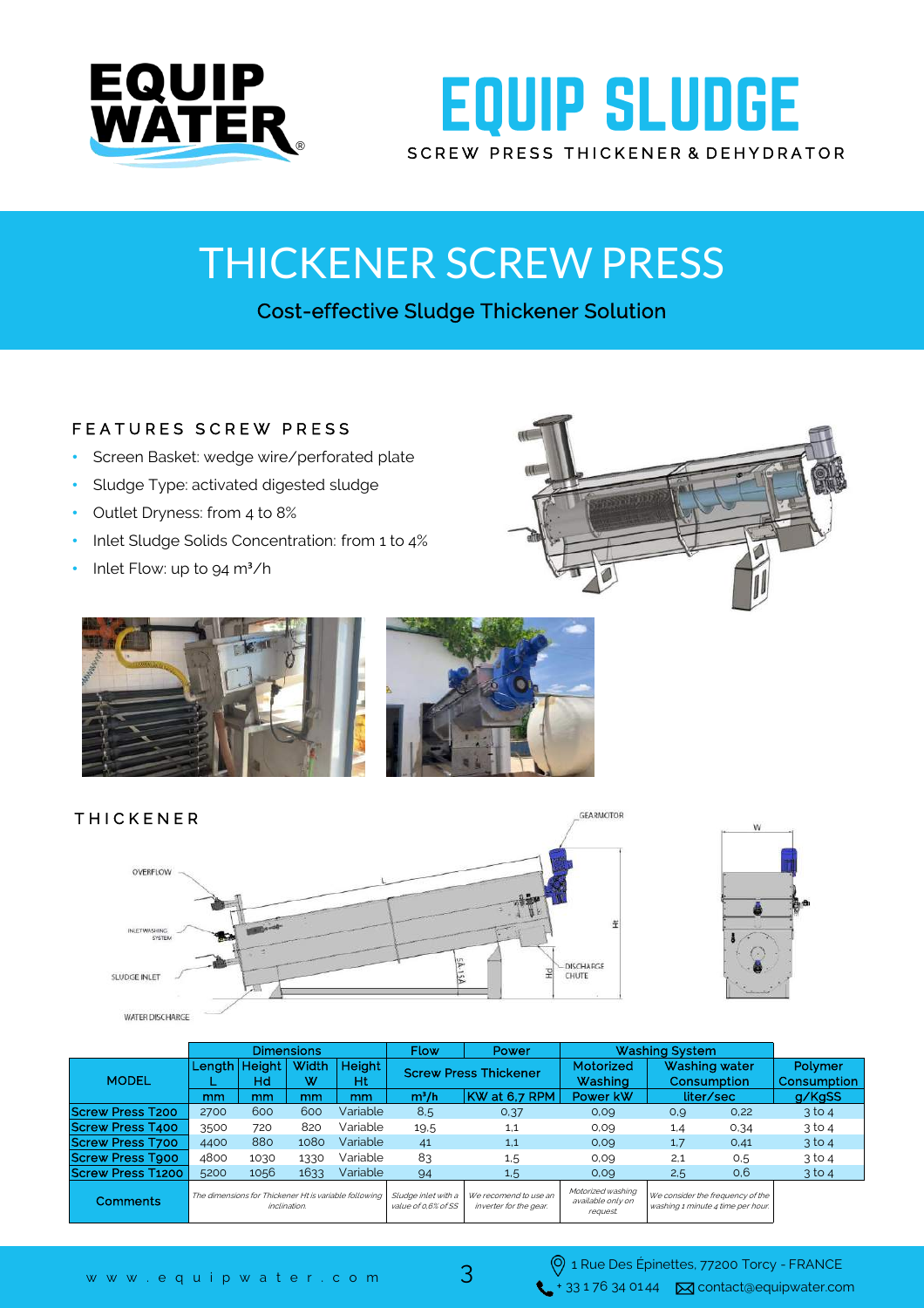# EQUIP SLUDGE

SCREW PRESS THICKENER & DEHYDRATOR

## THICKENER SCREW PRESS

**Cost-effective Sludge Thickener Solution**

### FEATURES SCREW PRESS

- Screen Basket: wedge wire/perforated plate
- Sludge Type: activated digested sludge
- Outlet Dryness: from 4 to 8%
- Inlet Sludge Solids Concentration: from 1 to 4%
- Inlet Flow: up to 94 m³/h

### THICKENER

OVERFLOW

INLET WASHING SYSTEM

SLUDGE INLET

WATER DISCHARGE

GEARMOTOR

DISCHARGE CHUTE

| MODEL | Dimensions | | | | Flow | Power | Washing System | | | Polymer Consumption |
|---|---|---|---|---|---|---|---|---|---|---|
| | Length L | Height Hd | Width W | Height Ht | Screw Press Thickener | | Motorized Washing | Washing water Consumption | | |
| | mm | mm | mm | mm | m³/h | KW at 6,7 RPM | Power kW | liter/sec | | g/KgSS |
| Screw Press T200 | 2700 | 600 | 600 | Variable | 8,5 | 0,37 | 0,09 | 0,9 | 0,22 | 3 to 4 |
| Screw Press T400 | 3500 | 720 | 820 | Variable | 19,5 | 1,1 | 0,09 | 1,4 | 0,34 | 3 to 4 |
| Screw Press T700 | 4400 | 880 | 1080 | Variable | 41 | 1,1 | 0,09 | 1,7 | 0,41 | 3 to 4 |
| Screw Press T900 | 4800 | 1030 | 1330 | Variable | 83 | 1,5 | 0,09 | 2,1 | 0,5 | 3 to 4 |
| Screw Press T1200 | 5200 | 1056 | 1633 | Variable | 94 | 1,5 | 0,09 | 2,5 | 0,6 | 3 to 4 |
| Comments | *The dimensions for Thickener Ht is variable following inclination.* | | | | *Sludge inlet with a value of 0,6% of SS* | *We recomend to use an inverter for the gear.* | *Motorized washing available only on request.* | *We consider the frequency of the washing 1 minute 4 time per hour.* | | |

www.equipwater.com

1 Rue Des Épinettes, 77200 Torcy - FRANCE

+ 33 1 76 34 01 44 contact@equipwater.com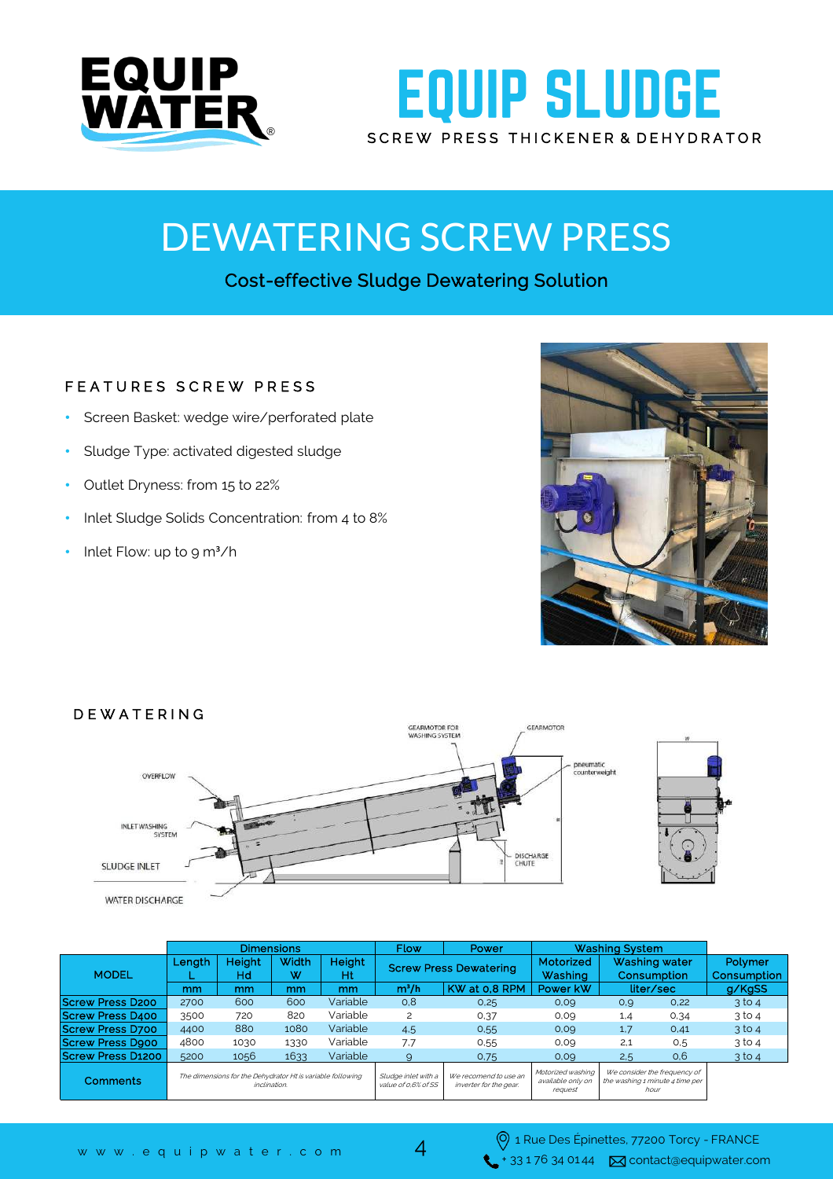# EQUIP SLUDGE

SCREW PRESS THICKENER & DEHYDRATOR

# DEWATERING SCREW PRESS

## Cost-effective Sludge Dewatering Solution

### FEATURES SCREW PRESS

- Screen Basket: wedge wire/perforated plate
- Sludge Type: activated digested sludge
- Outlet Dryness: from 15 to 22%
- Inlet Sludge Solids Concentration: from 4 to 8%
- Inlet Flow: up to 9 m³/h

### DEWATERING

GEARMOTOR FOR WASHING SYSTEM
GEARMOTOR
pneumatic counterweight
OVERFLOW
INLET WASHING SYSTEM
SLUDGE INLET
DISCHARGE CHUTE
WATER DISCHARGE
W

| MODEL | Dimensions | | | | Flow | Power | Washing System | | | Polymer Consumption |
|---|---|---|---|---|---|---|---|---|---|---|
| | Length L | Height Hd | Width W | Height Ht | Screw Press Dewatering | | Motorized Washing | Washing water Consumption | | |
| | mm | mm | mm | mm | m³/h | KW at 0,8 RPM | Power kW | liter/sec | | g/KgSS |
| Screw Press D200 | 2700 | 600 | 600 | Variable | 0,8 | 0,25 | 0,09 | 0,9 | 0,22 | 3 to 4 |
| Screw Press D400 | 3500 | 720 | 820 | Variable | 2 | 0,37 | 0,09 | 1,4 | 0,34 | 3 to 4 |
| Screw Press D700 | 4400 | 880 | 1080 | Variable | 4,5 | 0,55 | 0,09 | 1,7 | 0,41 | 3 to 4 |
| Screw Press D900 | 4800 | 1030 | 1330 | Variable | 7,7 | 0,55 | 0,09 | 2,1 | 0,5 | 3 to 4 |
| Screw Press D1200 | 5200 | 1056 | 1633 | Variable | 9 | 0,75 | 0,09 | 2,5 | 0,6 | 3 to 4 |
| Comments | *The dimensions for the Dehydrator Ht is variable following inclination.* | | | | *Sludge inlet with a value of 0,6% of SS* | *We recomend to use an inverter for the gear.* | *Motorized washing available only on request* | *We consider the frequency of the washing 1 minute 4 time per hour* | | |

www.equipwater.com

1 Rue Des Épinettes, 77200 Torcy - FRANCE

+ 33 1 76 34 01 44 contact@equipwater.com